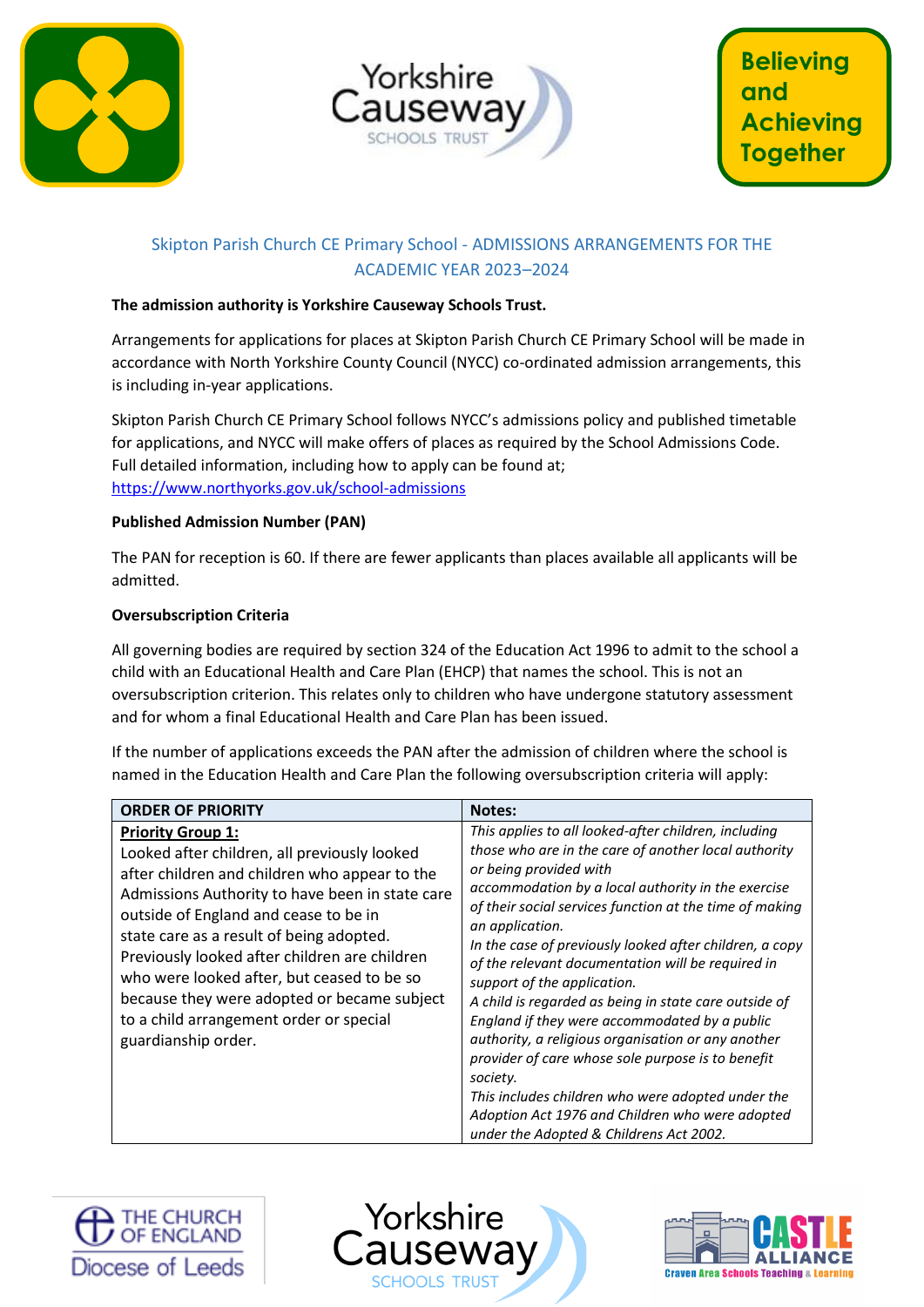Believing and Achieving Together

## Skipton Parish Church CE Primary School - ADMISSIONS ARRANGEMENTS FOR THE ACADEMIC YEAR 2023–2024

**The admission authority is Yorkshire Causeway Schools Trust.**

Arrangements for applications for places at Skipton Parish Church CE Primary School will be made in accordance with North Yorkshire County Council (NYCC) co-ordinated admission arrangements, this is including in-year applications.

Skipton Parish Church CE Primary School follows NYCC's admissions policy and published timetable for applications, and NYCC will make offers of places as required by the School Admissions Code. Full detailed information, including how to apply can be found at; https://www.northyorks.gov.uk/school-admissions

**Published Admission Number (PAN)**

The PAN for reception is 60. If there are fewer applicants than places available all applicants will be admitted.

**Oversubscription Criteria**

All governing bodies are required by section 324 of the Education Act 1996 to admit to the school a child with an Educational Health and Care Plan (EHCP) that names the school. This is not an oversubscription criterion. This relates only to children who have undergone statutory assessment and for whom a final Educational Health and Care Plan has been issued.

If the number of applications exceeds the PAN after the admission of children where the school is named in the Education Health and Care Plan the following oversubscription criteria will apply:

| ORDER OF PRIORITY | Notes: |
|---|---|
| **Priority Group 1:** Looked after children, all previously looked after children and children who appear to the Admissions Authority to have been in state care outside of England and cease to be in state care as a result of being adopted. Previously looked after children are children who were looked after, but ceased to be so because they were adopted or became subject to a child arrangement order or special guardianship order. | *This applies to all looked-after children, including those who are in the care of another local authority or being provided with accommodation by a local authority in the exercise of their social services function at the time of making an application.* *In the case of previously looked after children, a copy of the relevant documentation will be required in support of the application.* *A child is regarded as being in state care outside of England if they were accommodated by a public authority, a religious organisation or any another provider of care whose sole purpose is to benefit society.* *This includes children who were adopted under the Adoption Act 1976 and Children who were adopted under the Adopted & Childrens Act 2002.* |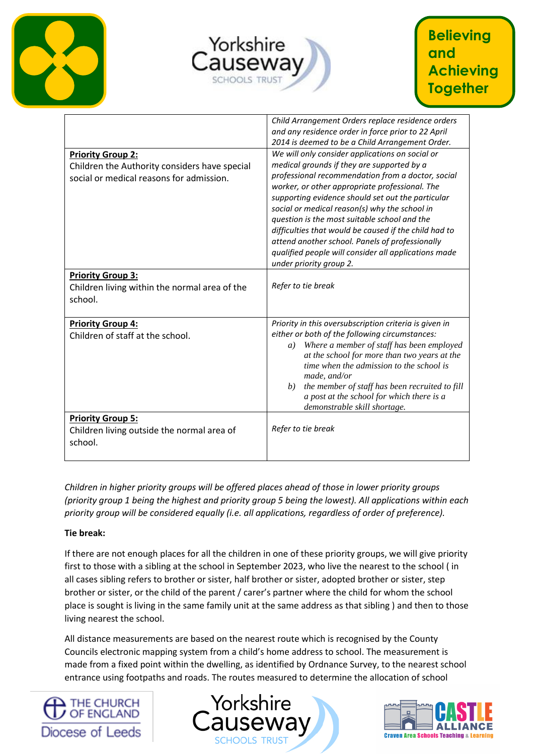| | |
|---|---|
| | *Child Arrangement Orders replace residence orders and any residence order in force prior to 22 April 2014 is deemed to be a Child Arrangement Order.* |
| **Priority Group 2:** Children the Authority considers have special social or medical reasons for admission. | *We will only consider applications on social or medical grounds if they are supported by a professional recommendation from a doctor, social worker, or other appropriate professional. The supporting evidence should set out the particular social or medical reason(s) why the school in question is the most suitable school and the difficulties that would be caused if the child had to attend another school. Panels of professionally qualified people will consider all applications made under priority group 2.* |
| **Priority Group 3:** Children living within the normal area of the school. | *Refer to tie break* |
| **Priority Group 4:** Children of staff at the school. | *Priority in this oversubscription criteria is given in either or both of the following circumstances:* *a) Where a member of staff has been employed at the school for more than two years at the time when the admission to the school is made, and/or* *b) the member of staff has been recruited to fill a post at the school for which there is a demonstrable skill shortage.* |
| **Priority Group 5:** Children living outside the normal area of school. | *Refer to tie break* |

*Children in higher priority groups will be offered places ahead of those in lower priority groups (priority group 1 being the highest and priority group 5 being the lowest). All applications within each priority group will be considered equally (i.e. all applications, regardless of order of preference).*

**Tie break:**

If there are not enough places for all the children in one of these priority groups, we will give priority first to those with a sibling at the school in September 2023, who live the nearest to the school ( in all cases sibling refers to brother or sister, half brother or sister, adopted brother or sister, step brother or sister, or the child of the parent / carer's partner where the child for whom the school place is sought is living in the same family unit at the same address as that sibling ) and then to those living nearest the school.

All distance measurements are based on the nearest route which is recognised by the County Councils electronic mapping system from a child's home address to school. The measurement is made from a fixed point within the dwelling, as identified by Ordnance Survey, to the nearest school entrance using footpaths and roads. The routes measured to determine the allocation of school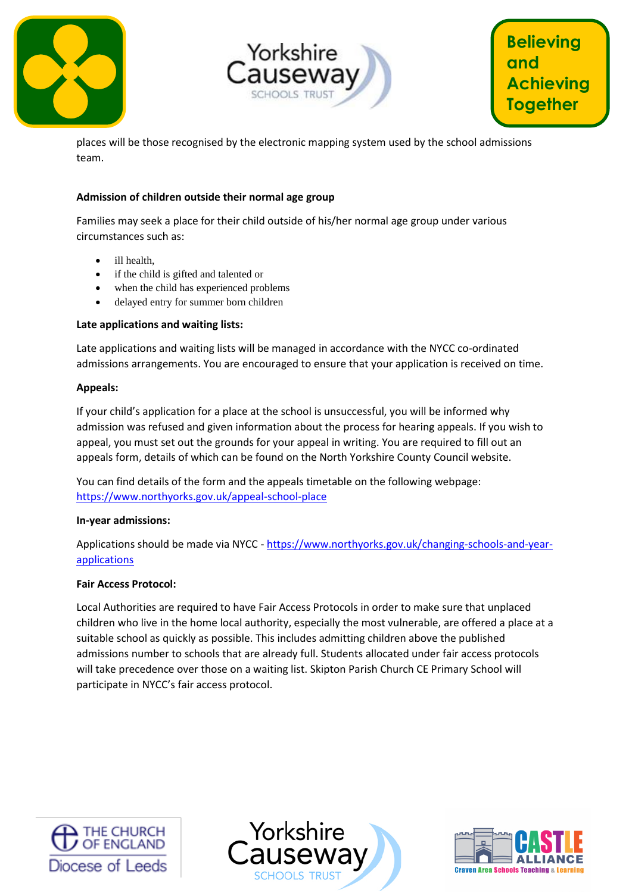places will be those recognised by the electronic mapping system used by the school admissions team.

**Admission of children outside their normal age group**

Families may seek a place for their child outside of his/her normal age group under various circumstances such as:

- ill health,
- if the child is gifted and talented or
- when the child has experienced problems
- delayed entry for summer born children

**Late applications and waiting lists:**

Late applications and waiting lists will be managed in accordance with the NYCC co-ordinated admissions arrangements. You are encouraged to ensure that your application is received on time.

**Appeals:**

If your child's application for a place at the school is unsuccessful, you will be informed why admission was refused and given information about the process for hearing appeals. If you wish to appeal, you must set out the grounds for your appeal in writing. You are required to fill out an appeals form, details of which can be found on the North Yorkshire County Council website.

You can find details of the form and the appeals timetable on the following webpage: https://www.northyorks.gov.uk/appeal-school-place

**In-year admissions:**

Applications should be made via NYCC - https://www.northyorks.gov.uk/changing-schools-and-year-applications

**Fair Access Protocol:**

Local Authorities are required to have Fair Access Protocols in order to make sure that unplaced children who live in the home local authority, especially the most vulnerable, are offered a place at a suitable school as quickly as possible. This includes admitting children above the published admissions number to schools that are already full. Students allocated under fair access protocols will take precedence over those on a waiting list. Skipton Parish Church CE Primary School will participate in NYCC's fair access protocol.